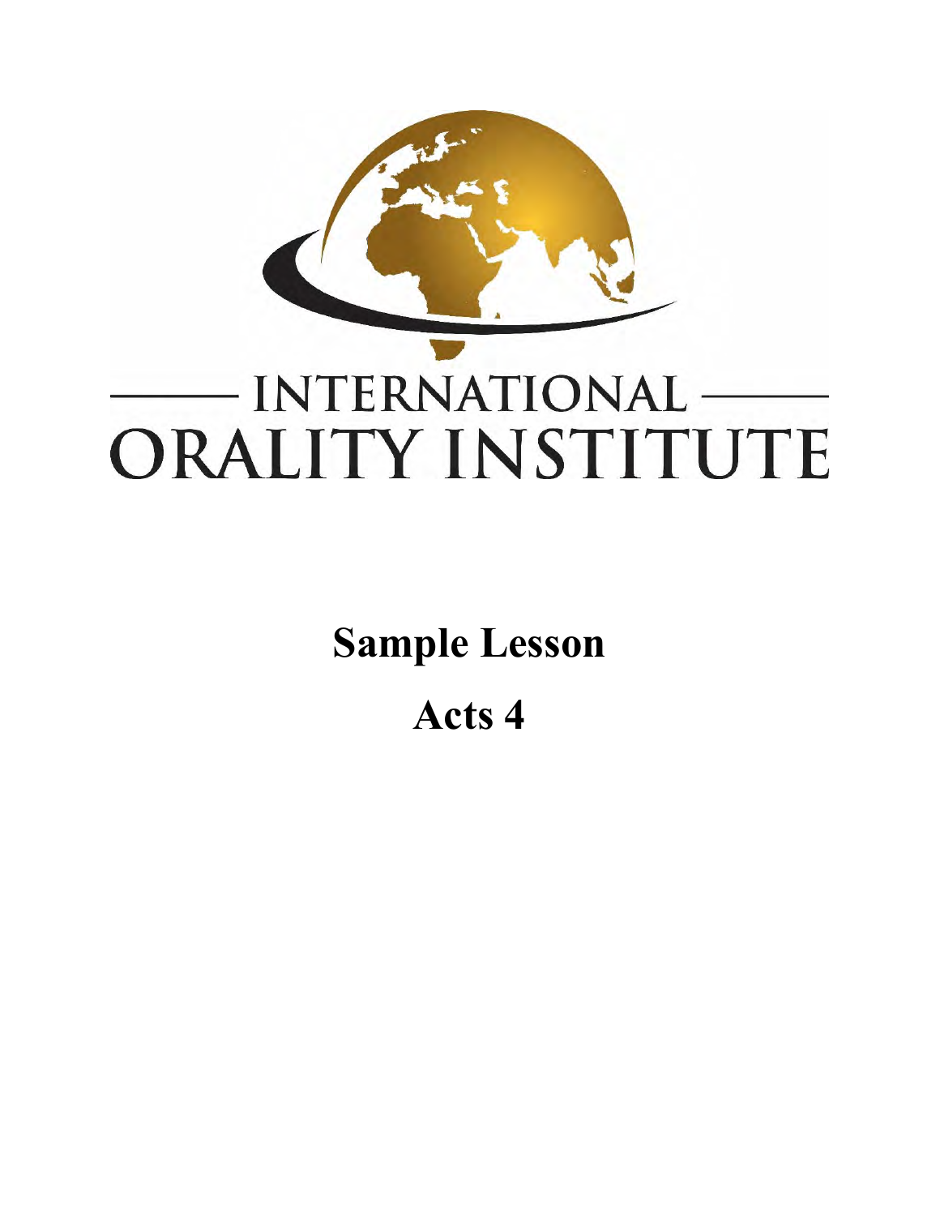INTERNATIONAL ORALITY INSTITUTE

# Sample Lesson

# Acts 4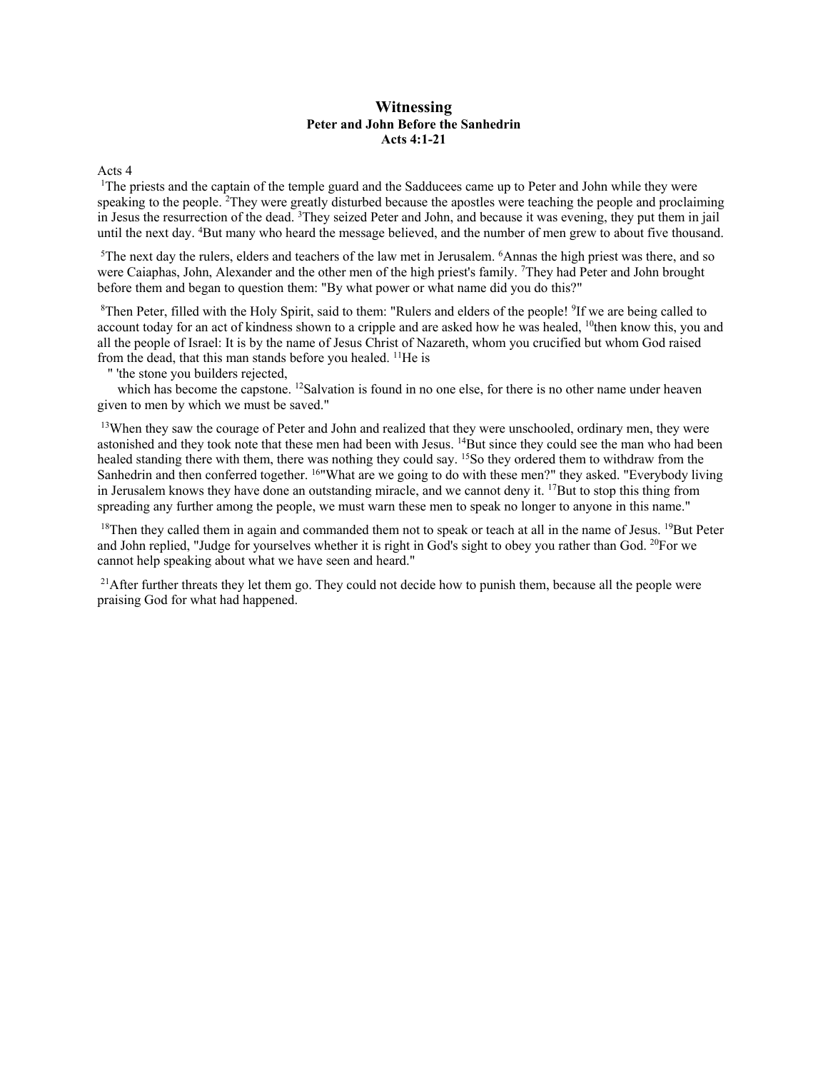# Witnessing

### Peter and John Before the Sanhedrin

### Acts 4:1-21

Acts 4

[1]The priests and the captain of the temple guard and the Sadducees came up to Peter and John while they were speaking to the people. [2]They were greatly disturbed because the apostles were teaching the people and proclaiming in Jesus the resurrection of the dead. [3]They seized Peter and John, and because it was evening, they put them in jail until the next day. [4]But many who heard the message believed, and the number of men grew to about five thousand.

[5]The next day the rulers, elders and teachers of the law met in Jerusalem. [6]Annas the high priest was there, and so were Caiaphas, John, Alexander and the other men of the high priest's family. [7]They had Peter and John brought before them and began to question them: "By what power or what name did you do this?"

[8]Then Peter, filled with the Holy Spirit, said to them: "Rulers and elders of the people! [9]If we are being called to account today for an act of kindness shown to a cripple and are asked how he was healed, [10]then know this, you and all the people of Israel: It is by the name of Jesus Christ of Nazareth, whom you crucified but whom God raised from the dead, that this man stands before you healed. [11]He is

" 'the stone you builders rejected,
which has become the capstone. [12]Salvation is found in no one else, for there is no other name under heaven given to men by which we must be saved."

[13]When they saw the courage of Peter and John and realized that they were unschooled, ordinary men, they were astonished and they took note that these men had been with Jesus. [14]But since they could see the man who had been healed standing there with them, there was nothing they could say. [15]So they ordered them to withdraw from the Sanhedrin and then conferred together. [16]"What are we going to do with these men?" they asked. "Everybody living in Jerusalem knows they have done an outstanding miracle, and we cannot deny it. [17]But to stop this thing from spreading any further among the people, we must warn these men to speak no longer to anyone in this name."

[18]Then they called them in again and commanded them not to speak or teach at all in the name of Jesus. [19]But Peter and John replied, "Judge for yourselves whether it is right in God's sight to obey you rather than God. [20]For we cannot help speaking about what we have seen and heard."

[21]After further threats they let them go. They could not decide how to punish them, because all the people were praising God for what had happened.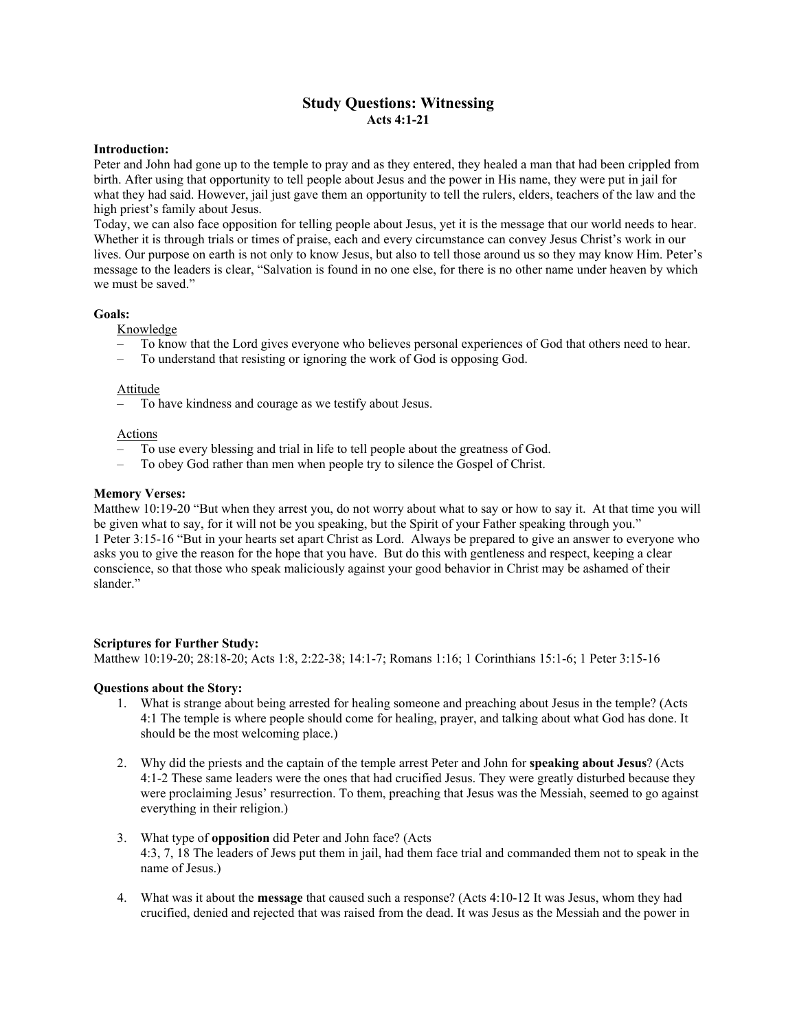# Study Questions: Witnessing

## Acts 4:1-21

**Introduction:**

Peter and John had gone up to the temple to pray and as they entered, they healed a man that had been crippled from birth. After using that opportunity to tell people about Jesus and the power in His name, they were put in jail for what they had said. However, jail just gave them an opportunity to tell the rulers, elders, teachers of the law and the high priest's family about Jesus.

Today, we can also face opposition for telling people about Jesus, yet it is the message that our world needs to hear. Whether it is through trials or times of praise, each and every circumstance can convey Jesus Christ's work in our lives. Our purpose on earth is not only to know Jesus, but also to tell those around us so they may know Him. Peter's message to the leaders is clear, "Salvation is found in no one else, for there is no other name under heaven by which we must be saved."

**Goals:**

Knowledge

- To know that the Lord gives everyone who believes personal experiences of God that others need to hear.
- To understand that resisting or ignoring the work of God is opposing God.

Attitude

- To have kindness and courage as we testify about Jesus.

Actions

- To use every blessing and trial in life to tell people about the greatness of God.
- To obey God rather than men when people try to silence the Gospel of Christ.

**Memory Verses:**

Matthew 10:19-20 "But when they arrest you, do not worry about what to say or how to say it. At that time you will be given what to say, for it will not be you speaking, but the Spirit of your Father speaking through you."

1 Peter 3:15-16 "But in your hearts set apart Christ as Lord. Always be prepared to give an answer to everyone who asks you to give the reason for the hope that you have. But do this with gentleness and respect, keeping a clear conscience, so that those who speak maliciously against your good behavior in Christ may be ashamed of their slander."

**Scriptures for Further Study:**

Matthew 10:19-20; 28:18-20; Acts 1:8, 2:22-38; 14:1-7; Romans 1:16; 1 Corinthians 15:1-6; 1 Peter 3:15-16

**Questions about the Story:**

1. What is strange about being arrested for healing someone and preaching about Jesus in the temple? (Acts 4:1 The temple is where people should come for healing, prayer, and talking about what God has done. It should be the most welcoming place.)

2. Why did the priests and the captain of the temple arrest Peter and John for **speaking about Jesus**? (Acts 4:1-2 These same leaders were the ones that had crucified Jesus. They were greatly disturbed because they were proclaiming Jesus' resurrection. To them, preaching that Jesus was the Messiah, seemed to go against everything in their religion.)

3. What type of **opposition** did Peter and John face? (Acts 4:3, 7, 18 The leaders of Jews put them in jail, had them face trial and commanded them not to speak in the name of Jesus.)

4. What was it about the **message** that caused such a response? (Acts 4:10-12 It was Jesus, whom they had crucified, denied and rejected that was raised from the dead. It was Jesus as the Messiah and the power in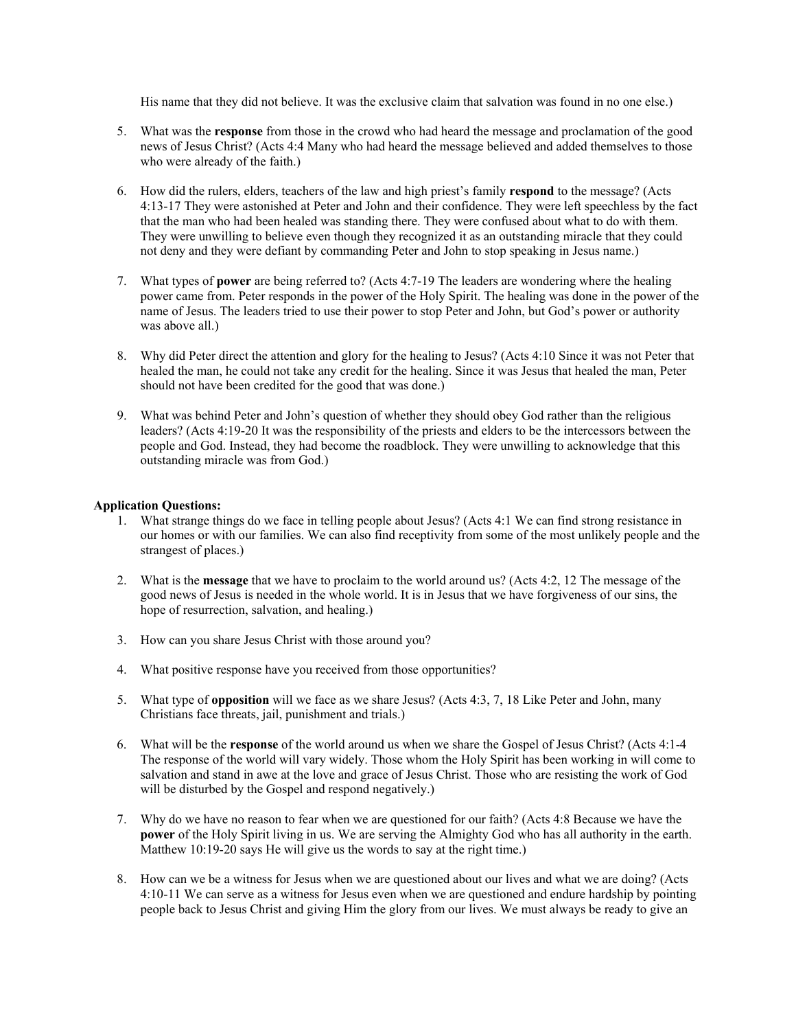His name that they did not believe. It was the exclusive claim that salvation was found in no one else.)

5. What was the **response** from those in the crowd who had heard the message and proclamation of the good news of Jesus Christ? (Acts 4:4 Many who had heard the message believed and added themselves to those who were already of the faith.)

6. How did the rulers, elders, teachers of the law and high priest's family **respond** to the message? (Acts 4:13-17 They were astonished at Peter and John and their confidence. They were left speechless by the fact that the man who had been healed was standing there. They were confused about what to do with them. They were unwilling to believe even though they recognized it as an outstanding miracle that they could not deny and they were defiant by commanding Peter and John to stop speaking in Jesus name.)

7. What types of **power** are being referred to? (Acts 4:7-19 The leaders are wondering where the healing power came from. Peter responds in the power of the Holy Spirit. The healing was done in the power of the name of Jesus. The leaders tried to use their power to stop Peter and John, but God's power or authority was above all.)

8. Why did Peter direct the attention and glory for the healing to Jesus? (Acts 4:10 Since it was not Peter that healed the man, he could not take any credit for the healing. Since it was Jesus that healed the man, Peter should not have been credited for the good that was done.)

9. What was behind Peter and John's question of whether they should obey God rather than the religious leaders? (Acts 4:19-20 It was the responsibility of the priests and elders to be the intercessors between the people and God. Instead, they had become the roadblock. They were unwilling to acknowledge that this outstanding miracle was from God.)

**Application Questions:**

1. What strange things do we face in telling people about Jesus? (Acts 4:1 We can find strong resistance in our homes or with our families. We can also find receptivity from some of the most unlikely people and the strangest of places.)

2. What is the **message** that we have to proclaim to the world around us? (Acts 4:2, 12 The message of the good news of Jesus is needed in the whole world. It is in Jesus that we have forgiveness of our sins, the hope of resurrection, salvation, and healing.)

3. How can you share Jesus Christ with those around you?

4. What positive response have you received from those opportunities?

5. What type of **opposition** will we face as we share Jesus? (Acts 4:3, 7, 18 Like Peter and John, many Christians face threats, jail, punishment and trials.)

6. What will be the **response** of the world around us when we share the Gospel of Jesus Christ? (Acts 4:1-4 The response of the world will vary widely. Those whom the Holy Spirit has been working in will come to salvation and stand in awe at the love and grace of Jesus Christ. Those who are resisting the work of God will be disturbed by the Gospel and respond negatively.)

7. Why do we have no reason to fear when we are questioned for our faith? (Acts 4:8 Because we have the **power** of the Holy Spirit living in us. We are serving the Almighty God who has all authority in the earth. Matthew 10:19-20 says He will give us the words to say at the right time.)

8. How can we be a witness for Jesus when we are questioned about our lives and what we are doing? (Acts 4:10-11 We can serve as a witness for Jesus even when we are questioned and endure hardship by pointing people back to Jesus Christ and giving Him the glory from our lives. We must always be ready to give an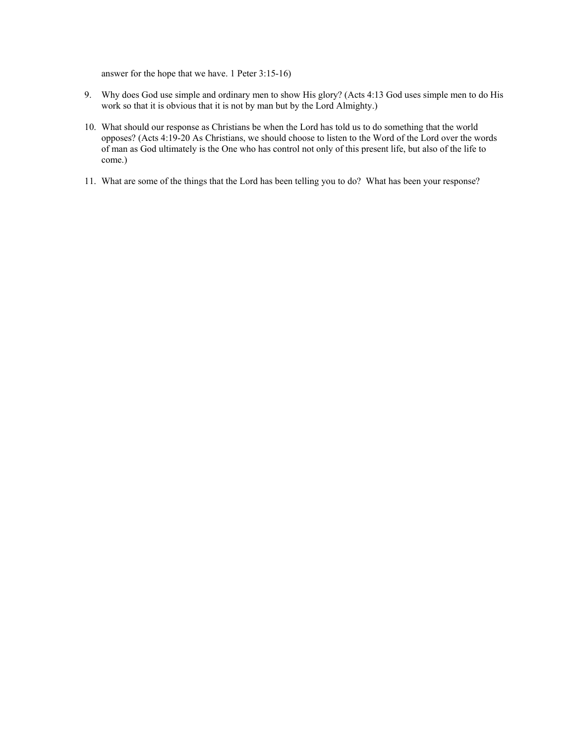answer for the hope that we have. 1 Peter 3:15-16)

9. Why does God use simple and ordinary men to show His glory? (Acts 4:13 God uses simple men to do His work so that it is obvious that it is not by man but by the Lord Almighty.)

10. What should our response as Christians be when the Lord has told us to do something that the world opposes? (Acts 4:19-20 As Christians, we should choose to listen to the Word of the Lord over the words of man as God ultimately is the One who has control not only of this present life, but also of the life to come.)

11. What are some of the things that the Lord has been telling you to do? What has been your response?